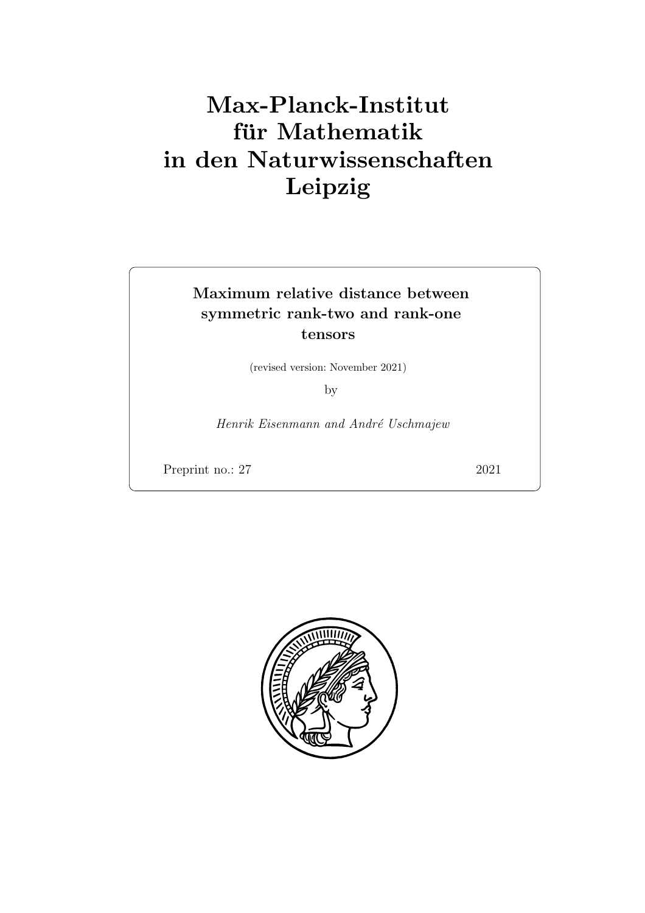# Max-Planck-Institut für Mathematik in den Naturwissenschaften Leipzig

**Maximum relative distance between symmetric rank-two and rank-one tensors**

(revised version: November 2021)

by

*Henrik Eisenmann and André Uschmajew*

Preprint no.: 27 2021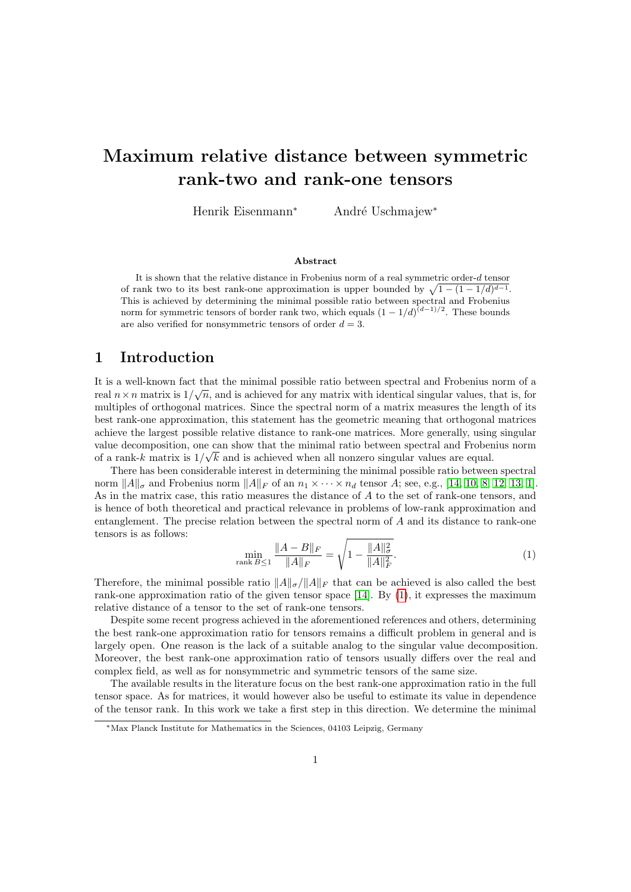# Maximum relative distance between symmetric rank-two and rank-one tensors

Henrik Eisenmann[*] André Uschmajew[*]

**Abstract**

It is shown that the relative distance in Frobenius norm of a real symmetric order-$d$ tensor of rank two to its best rank-one approximation is upper bounded by $\sqrt{1-(1-1/d)^{d-1}}$. This is achieved by determining the minimal possible ratio between spectral and Frobenius norm for symmetric tensors of border rank two, which equals $(1-1/d)^{(d-1)/2}$. These bounds are also verified for nonsymmetric tensors of order $d=3$.

## 1 Introduction

It is a well-known fact that the minimal possible ratio between spectral and Frobenius norm of a real $n \times n$ matrix is $1/\sqrt{n}$, and is achieved for any matrix with identical singular values, that is, for multiples of orthogonal matrices. Since the spectral norm of a matrix measures the length of its best rank-one approximation, this statement has the geometric meaning that orthogonal matrices achieve the largest possible relative distance to rank-one matrices. More generally, using singular value decomposition, one can show that the minimal ratio between spectral and Frobenius norm of a rank-$k$ matrix is $1/\sqrt{k}$ and is achieved when all nonzero singular values are equal.

There has been considerable interest in determining the minimal possible ratio between spectral norm $\|A\|_\sigma$ and Frobenius norm $\|A\|_F$ of an $n_1 \times \cdots \times n_d$ tensor $A$; see, e.g., [14, 10, 8, 12, 13, 1]. As in the matrix case, this ratio measures the distance of $A$ to the set of rank-one tensors, and is hence of both theoretical and practical relevance in problems of low-rank approximation and entanglement. The precise relation between the spectral norm of $A$ and its distance to rank-one tensors is as follows:

$$\min_{\operatorname{rank} B \leq 1} \frac{\|A-B\|_F}{\|A\|_F} = \sqrt{1 - \frac{\|A\|_\sigma^2}{\|A\|_F^2}}. \tag{1}$$

Therefore, the minimal possible ratio $\|A\|_\sigma/\|A\|_F$ that can be achieved is also called the best rank-one approximation ratio of the given tensor space [14]. By (1), it expresses the maximum relative distance of a tensor to the set of rank-one tensors.

Despite some recent progress achieved in the aforementioned references and others, determining the best rank-one approximation ratio for tensors remains a difficult problem in general and is largely open. One reason is the lack of a suitable analog to the singular value decomposition. Moreover, the best rank-one approximation ratio of tensors usually differs over the real and complex field, as well as for nonsymmetric and symmetric tensors of the same size.

The available results in the literature focus on the best rank-one approximation ratio in the full tensor space. As for matrices, it would however also be useful to estimate its value in dependence of the tensor rank. In this work we take a first step in this direction. We determine the minimal

[*]Max Planck Institute for Mathematics in the Sciences, 04103 Leipzig, Germany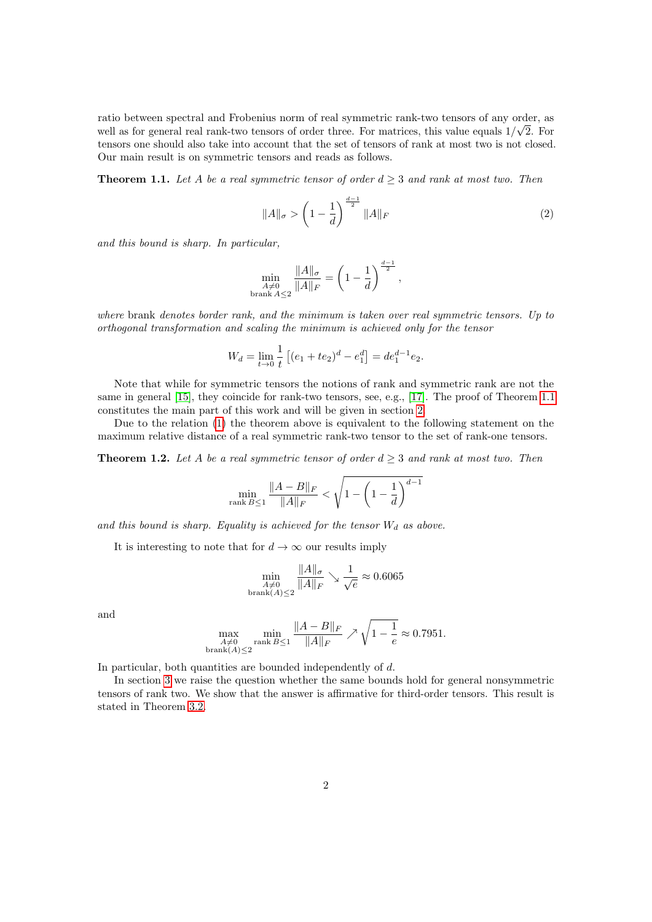ratio between spectral and Frobenius norm of real symmetric rank-two tensors of any order, as well as for general real rank-two tensors of order three. For matrices, this value equals $1/\sqrt{2}$. For tensors one should also take into account that the set of tensors of rank at most two is not closed. Our main result is on symmetric tensors and reads as follows.

**Theorem 1.1.** *Let $A$ be a real symmetric tensor of order $d \geq 3$ and rank at most two. Then*

$$\|A\|_\sigma > \left(1 - \frac{1}{d}\right)^{\frac{d-1}{2}} \|A\|_F \tag{2}$$

*and this bound is sharp. In particular,*

$$\min_{\substack{A \neq 0 \\ \operatorname{brank} A \leq 2}} \frac{\|A\|_\sigma}{\|A\|_F} = \left(1 - \frac{1}{d}\right)^{\frac{d-1}{2}},$$

*where* brank *denotes border rank, and the minimum is taken over real symmetric tensors. Up to orthogonal transformation and scaling the minimum is achieved only for the tensor*

$$W_d = \lim_{t \to 0} \frac{1}{t} \left[ (e_1 + te_2)^d - e_1^d \right] = de_1^{d-1} e_2.$$

Note that while for symmetric tensors the notions of rank and symmetric rank are not the same in general [15], they coincide for rank-two tensors, see, e.g., [17]. The proof of Theorem 1.1 constitutes the main part of this work and will be given in section 2.

Due to the relation (1) the theorem above is equivalent to the following statement on the maximum relative distance of a real symmetric rank-two tensor to the set of rank-one tensors.

**Theorem 1.2.** *Let $A$ be a real symmetric tensor of order $d \geq 3$ and rank at most two. Then*

$$\min_{\operatorname{rank} B \leq 1} \frac{\|A - B\|_F}{\|A\|_F} < \sqrt{1 - \left(1 - \frac{1}{d}\right)^{d-1}}$$

*and this bound is sharp. Equality is achieved for the tensor $W_d$ as above.*

It is interesting to note that for $d \to \infty$ our results imply

$$\min_{\substack{A \neq 0 \\ \operatorname{brank}(A) \leq 2}} \frac{\|A\|_\sigma}{\|A\|_F} \searrow \frac{1}{\sqrt{e}} \approx 0.6065$$

and

$$\max_{\substack{A \neq 0 \\ \operatorname{brank}(A) \leq 2}} \min_{\operatorname{rank} B \leq 1} \frac{\|A - B\|_F}{\|A\|_F} \nearrow \sqrt{1 - \frac{1}{e}} \approx 0.7951.$$

In particular, both quantities are bounded independently of $d$.

In section 3 we raise the question whether the same bounds hold for general nonsymmetric tensors of rank two. We show that the answer is affirmative for third-order tensors. This result is stated in Theorem 3.2.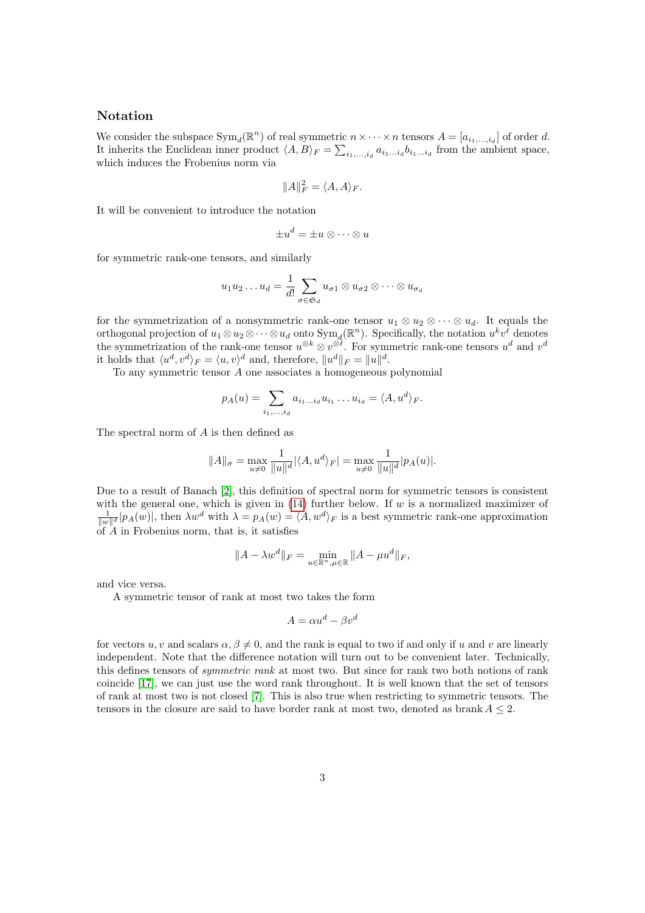### Notation

We consider the subspace $\operatorname{Sym}_d(\mathbb{R}^n)$ of real symmetric $n \times \cdots \times n$ tensors $A = [a_{i_1,\ldots,i_d}]$ of order $d$. It inherits the Euclidean inner product $\langle A, B\rangle_F = \sum_{i_1,\ldots,i_d} a_{i_1\ldots i_d} b_{i_1\ldots i_d}$ from the ambient space, which induces the Frobenius norm via

$$\|A\|_F^2 = \langle A, A\rangle_F.$$

It will be convenient to introduce the notation

$$\pm u^d = \pm u \otimes \cdots \otimes u$$

for symmetric rank-one tensors, and similarly

$$u_1 u_2 \ldots u_d = \frac{1}{d!} \sum_{\sigma \in \mathfrak{S}_d} u_{\sigma 1} \otimes u_{\sigma 2} \otimes \cdots \otimes u_{\sigma_d}$$

for the symmetrization of a nonsymmetric rank-one tensor $u_1 \otimes u_2 \otimes \cdots \otimes u_d$. It equals the orthogonal projection of $u_1 \otimes u_2 \otimes \cdots \otimes u_d$ onto $\operatorname{Sym}_d(\mathbb{R}^n)$. Specifically, the notation $u^k v^\ell$ denotes the symmetrization of the rank-one tensor $u^{\otimes k} \otimes v^{\otimes \ell}$. For symmetric rank-one tensors $u^d$ and $v^d$ it holds that $\langle u^d, v^d\rangle_F = \langle u, v\rangle^d$ and, therefore, $\|u^d\|_F = \|u\|^d$.

To any symmetric tensor $A$ one associates a homogeneous polynomial

$$p_A(u) = \sum_{i_1,\ldots,i_d} a_{i_1\ldots i_d} u_{i_1} \ldots u_{i_d} = \langle A, u^d\rangle_F.$$

The spectral norm of $A$ is then defined as

$$\|A\|_\sigma = \max_{u \neq 0} \frac{1}{\|u\|^d} |\langle A, u^d\rangle_F| = \max_{u \neq 0} \frac{1}{\|u\|^d} |p_A(u)|.$$

Due to a result of Banach [2], this definition of spectral norm for symmetric tensors is consistent with the general one, which is given in (14) further below. If $w$ is a normalized maximizer of $\frac{1}{\|w\|^d}|p_A(w)|$, then $\lambda w^d$ with $\lambda = p_A(w) = \langle A, w^d\rangle_F$ is a best symmetric rank-one approximation of $A$ in Frobenius norm, that is, it satisfies

$$\|A - \lambda w^d\|_F = \min_{u \in \mathbb{R}^n, \mu \in \mathbb{R}} \|A - \mu u^d\|_F,$$

and vice versa.

A symmetric tensor of rank at most two takes the form

$$A = \alpha u^d - \beta v^d$$

for vectors $u, v$ and scalars $\alpha, \beta \neq 0$, and the rank is equal to two if and only if $u$ and $v$ are linearly independent. Note that the difference notation will turn out to be convenient later. Technically, this defines tensors of *symmetric rank* at most two. But since for rank two both notions of rank coincide [17], we can just use the word rank throughout. It is well known that the set of tensors of rank at most two is not closed [7]. This is also true when restricting to symmetric tensors. The tensors in the closure are said to have border rank at most two, denoted as $\operatorname{brank} A \leq 2$.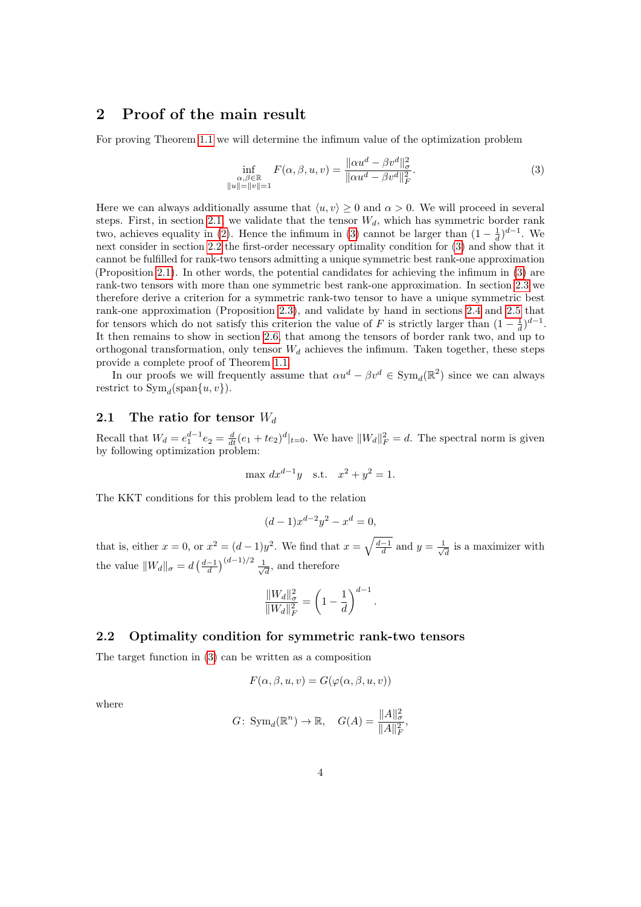## 2 Proof of the main result

For proving Theorem 1.1 we will determine the infimum value of the optimization problem

$$\inf_{\substack{\alpha,\beta\in\mathbb{R}\\ \|u\|=\|v\|=1}} F(\alpha,\beta,u,v) = \frac{\|\alpha u^d - \beta v^d\|_\sigma^2}{\|\alpha u^d - \beta v^d\|_F^2}. \tag{3}$$

Here we can always additionally assume that $\langle u, v\rangle \geq 0$ and $\alpha > 0$. We will proceed in several steps. First, in section 2.1 we validate that the tensor $W_d$, which has symmetric border rank two, achieves equality in (2). Hence the infimum in (3) cannot be larger than $(1-\frac{1}{d})^{d-1}$. We next consider in section 2.2 the first-order necessary optimality condition for (3) and show that it cannot be fulfilled for rank-two tensors admitting a unique symmetric best rank-one approximation (Proposition 2.1). In other words, the potential candidates for achieving the infimum in (3) are rank-two tensors with more than one symmetric best rank-one approximation. In section 2.3 we therefore derive a criterion for a symmetric rank-two tensor to have a unique symmetric best rank-one approximation (Proposition 2.3), and validate by hand in sections 2.4 and 2.5 that for tensors which do not satisfy this criterion the value of $F$ is strictly larger than $(1-\frac{1}{d})^{d-1}$. It then remains to show in section 2.6 that among the tensors of border rank two, and up to orthogonal transformation, only tensor $W_d$ achieves the infimum. Taken together, these steps provide a complete proof of Theorem 1.1.

In our proofs we will frequently assume that $\alpha u^d - \beta v^d \in \operatorname{Sym}_d(\mathbb{R}^2)$ since we can always restrict to $\operatorname{Sym}_d(\operatorname{span}\{u,v\})$.

### 2.1 The ratio for tensor $W_d$

Recall that $W_d = e_1^{d-1}e_2 = \frac{d}{dt}(e_1+te_2)^d|_{t=0}$. We have $\|W_d\|_F^2 = d$. The spectral norm is given by following optimization problem:

$$\max\, dx^{d-1}y \quad \text{s.t.} \quad x^2+y^2=1.$$

The KKT conditions for this problem lead to the relation

$$(d-1)x^{d-2}y^2 - x^d = 0,$$

that is, either $x=0$, or $x^2=(d-1)y^2$. We find that $x=\sqrt{\frac{d-1}{d}}$ and $y=\frac{1}{\sqrt{d}}$ is a maximizer with the value $\|W_d\|_\sigma = d\left(\frac{d-1}{d}\right)^{(d-1)/2}\frac{1}{\sqrt{d}}$, and therefore

$$\frac{\|W_d\|_\sigma^2}{\|W_d\|_F^2} = \left(1-\frac{1}{d}\right)^{d-1}.$$

### 2.2 Optimality condition for symmetric rank-two tensors

The target function in (3) can be written as a composition

$$F(\alpha,\beta,u,v) = G(\varphi(\alpha,\beta,u,v))$$

where

$$G\colon \operatorname{Sym}_d(\mathbb{R}^n)\to\mathbb{R}, \quad G(A) = \frac{\|A\|_\sigma^2}{\|A\|_F^2},$$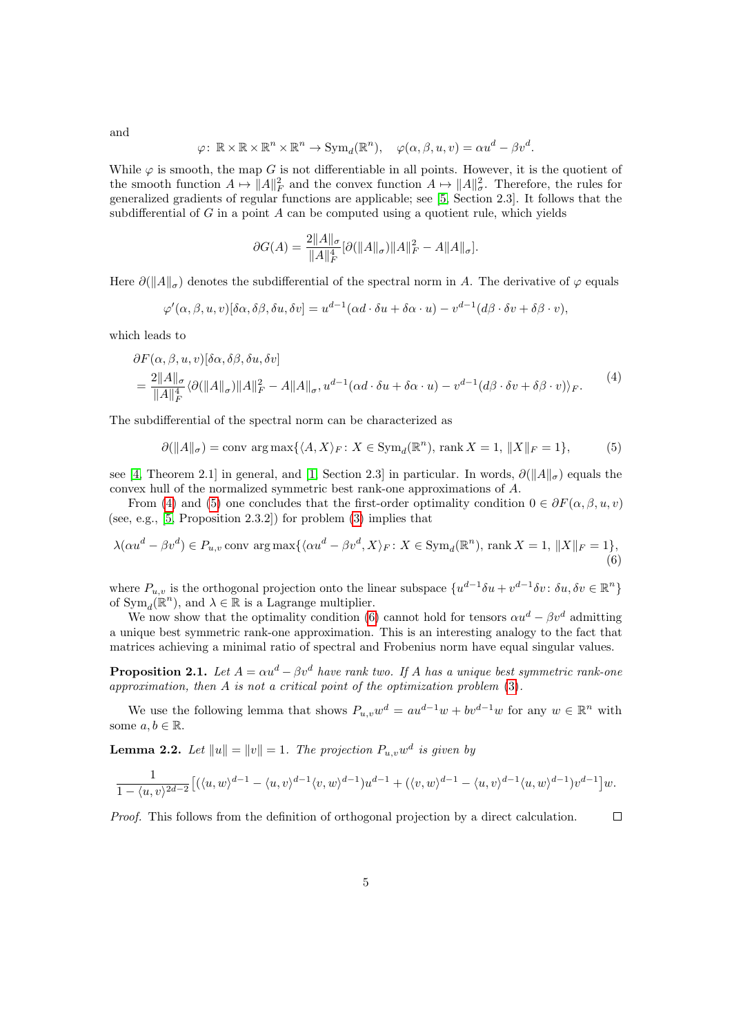and

$$\varphi\colon \mathbb{R}\times\mathbb{R}\times\mathbb{R}^n\times\mathbb{R}^n \to \operatorname{Sym}_d(\mathbb{R}^n), \quad \varphi(\alpha,\beta,u,v) = \alpha u^d - \beta v^d.$$

While $\varphi$ is smooth, the map $G$ is not differentiable in all points. However, it is the quotient of the smooth function $A \mapsto \|A\|_F^2$ and the convex function $A \mapsto \|A\|_\sigma^2$. Therefore, the rules for generalized gradients of regular functions are applicable; see [5, Section 2.3]. It follows that the subdifferential of $G$ in a point $A$ can be computed using a quotient rule, which yields

$$\partial G(A) = \frac{2\|A\|_\sigma}{\|A\|_F^4}[\partial(\|A\|_\sigma)\|A\|_F^2 - A\|A\|_\sigma].$$

Here $\partial(\|A\|_\sigma)$ denotes the subdifferential of the spectral norm in $A$. The derivative of $\varphi$ equals

$$\varphi'(\alpha,\beta,u,v)[\delta\alpha,\delta\beta,\delta u,\delta v] = u^{d-1}(\alpha d\cdot\delta u + \delta\alpha\cdot u) - v^{d-1}(d\beta\cdot\delta v + \delta\beta\cdot v),$$

which leads to

$$\begin{aligned}
&\partial F(\alpha,\beta,u,v)[\delta\alpha,\delta\beta,\delta u,\delta v] \\
&= \frac{2\|A\|_\sigma}{\|A\|_F^4}\langle \partial(\|A\|_\sigma)\|A\|_F^2 - A\|A\|_\sigma, u^{d-1}(\alpha d\cdot\delta u + \delta\alpha\cdot u) - v^{d-1}(d\beta\cdot\delta v + \delta\beta\cdot v)\rangle_F.
\end{aligned} \tag{4}$$

The subdifferential of the spectral norm can be characterized as

$$\partial(\|A\|_\sigma) = \operatorname{conv}\operatorname{arg\,max}\{\langle A, X\rangle_F\colon X\in\operatorname{Sym}_d(\mathbb{R}^n),\ \operatorname{rank}X = 1,\ \|X\|_F = 1\}, \tag{5}$$

see [4, Theorem 2.1] in general, and [1, Section 2.3] in particular. In words, $\partial(\|A\|_\sigma)$ equals the convex hull of the normalized symmetric best rank-one approximations of $A$.

From (4) and (5) one concludes that the first-order optimality condition $0 \in \partial F(\alpha,\beta,u,v)$ (see, e.g., [5, Proposition 2.3.2]) for problem (3) implies that

$$\lambda(\alpha u^d - \beta v^d) \in P_{u,v}\operatorname{conv}\operatorname{arg\,max}\{\langle \alpha u^d - \beta v^d, X\rangle_F\colon X\in\operatorname{Sym}_d(\mathbb{R}^n),\ \operatorname{rank}X = 1,\ \|X\|_F = 1\}, \tag{6}$$

where $P_{u,v}$ is the orthogonal projection onto the linear subspace $\{u^{d-1}\delta u + v^{d-1}\delta v\colon \delta u,\delta v\in\mathbb{R}^n\}$ of $\operatorname{Sym}_d(\mathbb{R}^n)$, and $\lambda\in\mathbb{R}$ is a Lagrange multiplier.

We now show that the optimality condition (6) cannot hold for tensors $\alpha u^d - \beta v^d$ admitting a unique best symmetric rank-one approximation. This is an interesting analogy to the fact that matrices achieving a minimal ratio of spectral and Frobenius norm have equal singular values.

**Proposition 2.1.** *Let $A = \alpha u^d - \beta v^d$ have rank two. If $A$ has a unique best symmetric rank-one approximation, then $A$ is not a critical point of the optimization problem (3).*

We use the following lemma that shows $P_{u,v}w^d = au^{d-1}w + bv^{d-1}w$ for any $w\in\mathbb{R}^n$ with some $a,b\in\mathbb{R}$.

**Lemma 2.2.** *Let $\|u\| = \|v\| = 1$. The projection $P_{u,v}w^d$ is given by*

$$\frac{1}{1-\langle u,v\rangle^{2d-2}}\big[(\langle u,w\rangle^{d-1} - \langle u,v\rangle^{d-1}\langle v,w\rangle^{d-1})u^{d-1} + (\langle v,w\rangle^{d-1} - \langle u,v\rangle^{d-1}\langle u,w\rangle^{d-1})v^{d-1}\big]w.$$

*Proof.* This follows from the definition of orthogonal projection by a direct calculation. □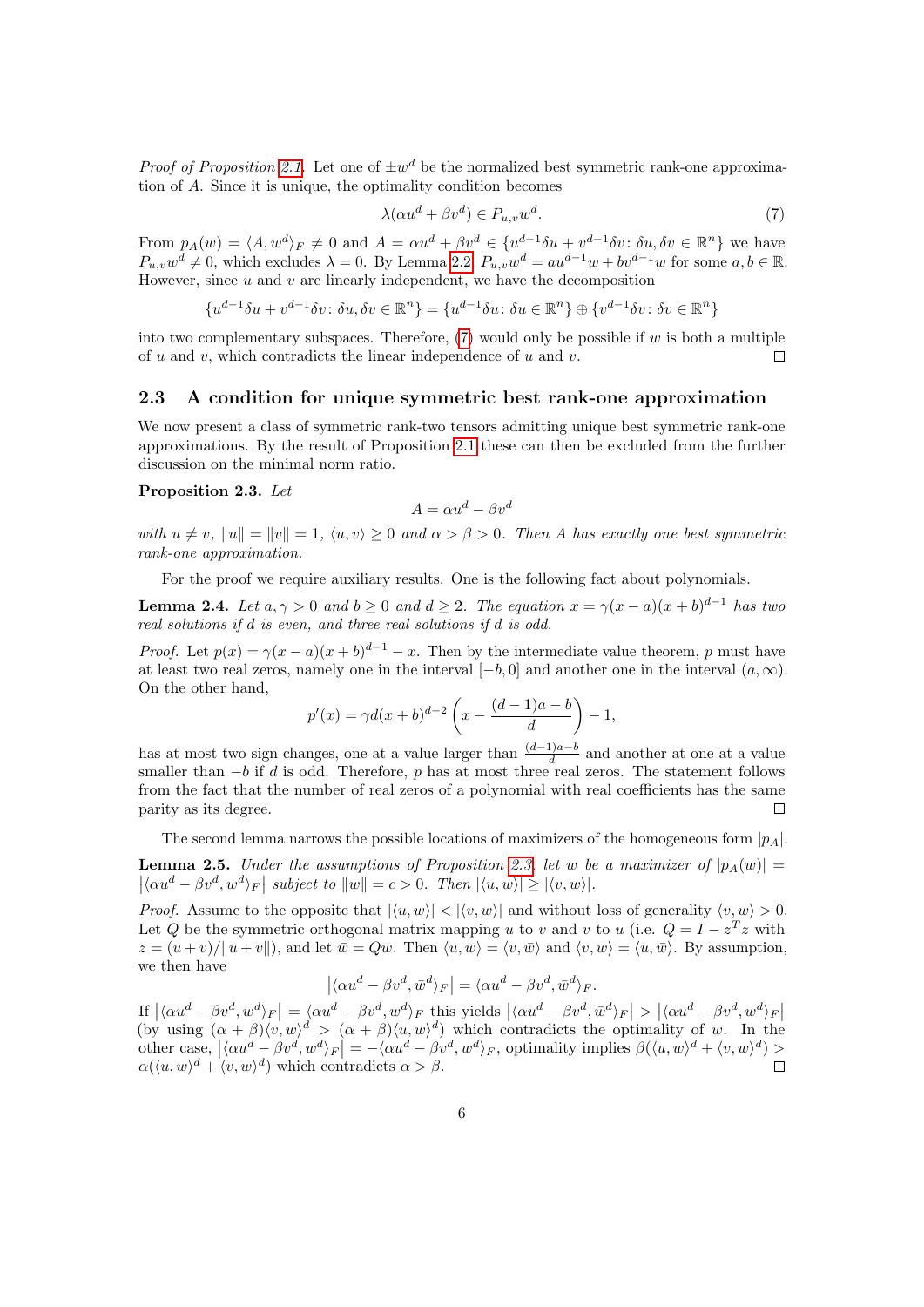*Proof of Proposition 2.1.* Let one of $\pm w^d$ be the normalized best symmetric rank-one approximation of $A$. Since it is unique, the optimality condition becomes

$$\lambda(\alpha u^d + \beta v^d) \in P_{u,v} w^d. \tag{7}$$

From $p_A(w) = \langle A, w^d \rangle_F \neq 0$ and $A = \alpha u^d + \beta v^d \in \{u^{d-1}\delta u + v^{d-1}\delta v \colon \delta u, \delta v \in \mathbb{R}^n\}$ we have $P_{u,v} w^d \neq 0$, which excludes $\lambda = 0$. By Lemma 2.2, $P_{u,v} w^d = a u^{d-1} w + b v^{d-1} w$ for some $a, b \in \mathbb{R}$. However, since $u$ and $v$ are linearly independent, we have the decomposition

$$\{u^{d-1}\delta u + v^{d-1}\delta v \colon \delta u, \delta v \in \mathbb{R}^n\} = \{u^{d-1}\delta u \colon \delta u \in \mathbb{R}^n\} \oplus \{v^{d-1}\delta v \colon \delta v \in \mathbb{R}^n\}$$

into two complementary subspaces. Therefore, (7) would only be possible if $w$ is both a multiple of $u$ and $v$, which contradicts the linear independence of $u$ and $v$. $\square$

## 2.3 A condition for unique symmetric best rank-one approximation

We now present a class of symmetric rank-two tensors admitting unique best symmetric rank-one approximations. By the result of Proposition 2.1 these can then be excluded from the further discussion on the minimal norm ratio.

**Proposition 2.3.** *Let*

$$A = \alpha u^d - \beta v^d$$

*with $u \neq v$, $\|u\| = \|v\| = 1$, $\langle u, v \rangle \geq 0$ and $\alpha > \beta > 0$. Then $A$ has exactly one best symmetric rank-one approximation.*

For the proof we require auxiliary results. One is the following fact about polynomials.

**Lemma 2.4.** *Let $a, \gamma > 0$ and $b \geq 0$ and $d \geq 2$. The equation $x = \gamma(x-a)(x+b)^{d-1}$ has two real solutions if $d$ is even, and three real solutions if $d$ is odd.*

*Proof.* Let $p(x) = \gamma(x-a)(x+b)^{d-1} - x$. Then by the intermediate value theorem, $p$ must have at least two real zeros, namely one in the interval $[-b, 0]$ and another one in the interval $(a, \infty)$. On the other hand,

$$p'(x) = \gamma d (x+b)^{d-2}\left(x - \frac{(d-1)a - b}{d}\right) - 1,$$

has at most two sign changes, one at a value larger than $\frac{(d-1)a-b}{d}$ and another at one at a value smaller than $-b$ if $d$ is odd. Therefore, $p$ has at most three real zeros. The statement follows from the fact that the number of real zeros of a polynomial with real coefficients has the same parity as its degree. $\square$

The second lemma narrows the possible locations of maximizers of the homogeneous form $|p_A|$.

**Lemma 2.5.** *Under the assumptions of Proposition 2.3, let $w$ be a maximizer of $|p_A(w)| = \left|\langle \alpha u^d - \beta v^d, w^d \rangle_F\right|$ subject to $\|w\| = c > 0$. Then $|\langle u, w \rangle| \geq |\langle v, w \rangle|$.*

*Proof.* Assume to the opposite that $|\langle u, w \rangle| < |\langle v, w \rangle|$ and without loss of generality $\langle v, w \rangle > 0$. Let $Q$ be the symmetric orthogonal matrix mapping $u$ to $v$ and $v$ to $u$ (i.e. $Q = I - z^T z$ with $z = (u+v)/\|u+v\|$), and let $\bar{w} = Qw$. Then $\langle u, w \rangle = \langle v, \bar{w} \rangle$ and $\langle v, w \rangle = \langle u, \bar{w} \rangle$. By assumption, we then have

$$\left|\langle \alpha u^d - \beta v^d, \bar{w}^d \rangle_F\right| = \langle \alpha u^d - \beta v^d, \bar{w}^d \rangle_F.$$

If $\left|\langle \alpha u^d - \beta v^d, w^d \rangle_F\right| = \langle \alpha u^d - \beta v^d, w^d \rangle_F$ this yields $\left|\langle \alpha u^d - \beta v^d, \bar{w}^d \rangle_F\right| > \left|\langle \alpha u^d - \beta v^d, w^d \rangle_F\right|$ (by using $(\alpha + \beta)\langle v, w \rangle^d > (\alpha + \beta)\langle u, w \rangle^d$) which contradicts the optimality of $w$. In the other case, $\left|\langle \alpha u^d - \beta v^d, w^d \rangle_F\right| = -\langle \alpha u^d - \beta v^d, w^d \rangle_F$, optimality implies $\beta(\langle u, w \rangle^d + \langle v, w \rangle^d) > \alpha(\langle u, w \rangle^d + \langle v, w \rangle^d)$ which contradicts $\alpha > \beta$. $\square$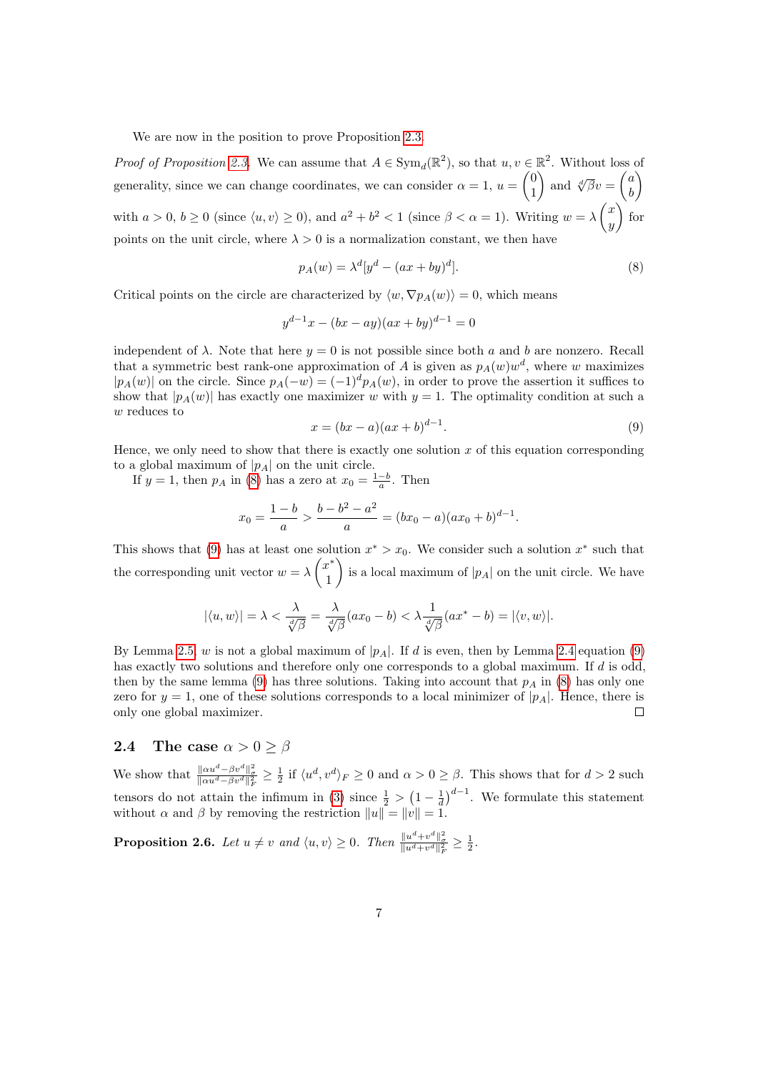We are now in the position to prove Proposition 2.3.

*Proof of Proposition 2.3.* We can assume that $A \in \mathrm{Sym}_d(\mathbb{R}^2)$, so that $u, v \in \mathbb{R}^2$. Without loss of generality, since we can change coordinates, we can consider $\alpha = 1$, $u = \begin{pmatrix} 0 \\ 1 \end{pmatrix}$ and $\sqrt[d]{\beta} v = \begin{pmatrix} a \\ b \end{pmatrix}$ with $a > 0$, $b \geq 0$ (since $\langle u, v \rangle \geq 0$), and $a^2 + b^2 < 1$ (since $\beta < \alpha = 1$). Writing $w = \lambda \begin{pmatrix} x \\ y \end{pmatrix}$ for points on the unit circle, where $\lambda > 0$ is a normalization constant, we then have

$$p_A(w) = \lambda^d [y^d - (ax + by)^d]. \tag{8}$$

Critical points on the circle are characterized by $\langle w, \nabla p_A(w) \rangle = 0$, which means

$$y^{d-1} x - (bx - ay)(ax + by)^{d-1} = 0$$

independent of $\lambda$. Note that here $y = 0$ is not possible since both $a$ and $b$ are nonzero. Recall that a symmetric best rank-one approximation of $A$ is given as $p_A(w) w^d$, where $w$ maximizes $|p_A(w)|$ on the circle. Since $p_A(-w) = (-1)^d p_A(w)$, in order to prove the assertion it suffices to show that $|p_A(w)|$ has exactly one maximizer $w$ with $y = 1$. The optimality condition at such a $w$ reduces to

$$x = (bx - a)(ax + b)^{d-1}. \tag{9}$$

Hence, we only need to show that there is exactly one solution $x$ of this equation corresponding to a global maximum of $|p_A|$ on the unit circle.

If $y = 1$, then $p_A$ in (8) has a zero at $x_0 = \frac{1-b}{a}$. Then

$$x_0 = \frac{1-b}{a} > \frac{b - b^2 - a^2}{a} = (bx_0 - a)(ax_0 + b)^{d-1}.$$

This shows that (9) has at least one solution $x^* > x_0$. We consider such a solution $x^*$ such that the corresponding unit vector $w = \lambda \begin{pmatrix} x^* \\ 1 \end{pmatrix}$ is a local maximum of $|p_A|$ on the unit circle. We have

$$|\langle u, w \rangle| = \lambda < \frac{\lambda}{\sqrt[d]{\beta}} = \frac{\lambda}{\sqrt[d]{\beta}}(ax_0 - b) < \lambda \frac{1}{\sqrt[d]{\beta}}(ax^* - b) = |\langle v, w \rangle|.$$

By Lemma 2.5, $w$ is not a global maximum of $|p_A|$. If $d$ is even, then by Lemma 2.4 equation (9) has exactly two solutions and therefore only one corresponds to a global maximum. If $d$ is odd, then by the same lemma (9) has three solutions. Taking into account that $p_A$ in (8) has only one zero for $y = 1$, one of these solutions corresponds to a local minimizer of $|p_A|$. Hence, there is only one global maximizer. $\square$

## 2.4 The case $\alpha > 0 \geq \beta$

We show that $\frac{\|\alpha u^d - \beta v^d\|_\sigma^2}{\|\alpha u^d - \beta v^d\|_F^2} \geq \frac{1}{2}$ if $\langle u^d, v^d \rangle_F \geq 0$ and $\alpha > 0 \geq \beta$. This shows that for $d > 2$ such tensors do not attain the infimum in (3) since $\frac{1}{2} > \left(1 - \frac{1}{d}\right)^{d-1}$. We formulate this statement without $\alpha$ and $\beta$ by removing the restriction $\|u\| = \|v\| = 1$.

**Proposition 2.6.** *Let $u \neq v$ and $\langle u, v \rangle \geq 0$. Then $\frac{\|u^d + v^d\|_\sigma^2}{\|u^d + v^d\|_F^2} \geq \frac{1}{2}$.*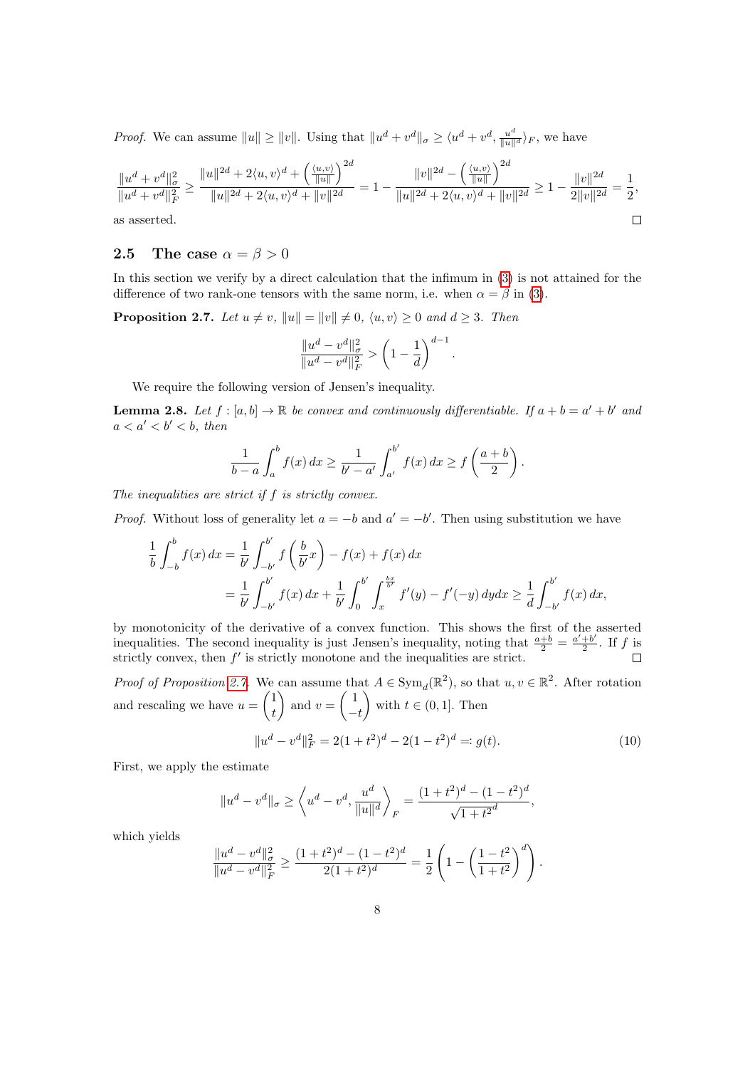*Proof.* We can assume $\|u\| \geq \|v\|$. Using that $\|u^d + v^d\|_\sigma \geq \langle u^d + v^d, \frac{u^d}{\|u\|^d} \rangle_F$, we have

$$\frac{\|u^d + v^d\|_\sigma^2}{\|u^d + v^d\|_F^2} \geq \frac{\|u\|^{2d} + 2\langle u, v\rangle^d + \left(\frac{\langle u,v\rangle}{\|u\|}\right)^{2d}}{\|u\|^{2d} + 2\langle u, v\rangle^d + \|v\|^{2d}} = 1 - \frac{\|v\|^{2d} - \left(\frac{\langle u,v\rangle}{\|u\|}\right)^{2d}}{\|u\|^{2d} + 2\langle u, v\rangle^d + \|v\|^{2d}} \geq 1 - \frac{\|v\|^{2d}}{2\|v\|^{2d}} = \frac{1}{2},$$

as asserted. $\square$

### 2.5 The case $\alpha = \beta > 0$

In this section we verify by a direct calculation that the infimum in (3) is not attained for the difference of two rank-one tensors with the same norm, i.e. when $\alpha = \beta$ in (3).

**Proposition 2.7.** *Let $u \neq v$, $\|u\| = \|v\| \neq 0$, $\langle u, v\rangle \geq 0$ and $d \geq 3$. Then*

$$\frac{\|u^d - v^d\|_\sigma^2}{\|u^d - v^d\|_F^2} > \left(1 - \frac{1}{d}\right)^{d-1}.$$

We require the following version of Jensen's inequality.

**Lemma 2.8.** *Let $f : [a, b] \to \mathbb{R}$ be convex and continuously differentiable. If $a + b = a' + b'$ and $a < a' < b' < b$, then*

$$\frac{1}{b-a}\int_a^b f(x)\,dx \geq \frac{1}{b'-a'}\int_{a'}^{b'} f(x)\,dx \geq f\left(\frac{a+b}{2}\right).$$

*The inequalities are strict if $f$ is strictly convex.*

*Proof.* Without loss of generality let $a = -b$ and $a' = -b'$. Then using substitution we have

$$\begin{aligned}
\frac{1}{b}\int_{-b}^b f(x)\,dx &= \frac{1}{b'}\int_{-b'}^{b'} f\left(\frac{b}{b'}x\right) - f(x) + f(x)\,dx \\
&= \frac{1}{b'}\int_{-b'}^{b'} f(x)\,dx + \frac{1}{b'}\int_0^{b'}\int_x^{\frac{bx}{b'}} f'(y) - f'(-y)\,dy dx \geq \frac{1}{d}\int_{-b'}^{b'} f(x)\,dx,
\end{aligned}$$

by monotonicity of the derivative of a convex function. This shows the first of the asserted inequalities. The second inequality is just Jensen's inequality, noting that $\frac{a+b}{2} = \frac{a'+b'}{2}$. If $f$ is strictly convex, then $f'$ is strictly monotone and the inequalities are strict. $\square$

*Proof of Proposition 2.7.* We can assume that $A \in \mathrm{Sym}_d(\mathbb{R}^2)$, so that $u, v \in \mathbb{R}^2$. After rotation and rescaling we have $u = \begin{pmatrix} 1 \\ t \end{pmatrix}$ and $v = \begin{pmatrix} 1 \\ -t \end{pmatrix}$ with $t \in (0, 1]$. Then

$$\|u^d - v^d\|_F^2 = 2(1 + t^2)^d - 2(1 - t^2)^d =: g(t). \tag{10}$$

First, we apply the estimate

$$\|u^d - v^d\|_\sigma \geq \left\langle u^d - v^d, \frac{u^d}{\|u\|^d}\right\rangle_F = \frac{(1 + t^2)^d - (1 - t^2)^d}{\sqrt{1 + t^2}^d},$$

which yields

$$\frac{\|u^d - v^d\|_\sigma^2}{\|u^d - v^d\|_F^2} \geq \frac{(1 + t^2)^d - (1 - t^2)^d}{2(1 + t^2)^d} = \frac{1}{2}\left(1 - \left(\frac{1 - t^2}{1 + t^2}\right)^d\right).$$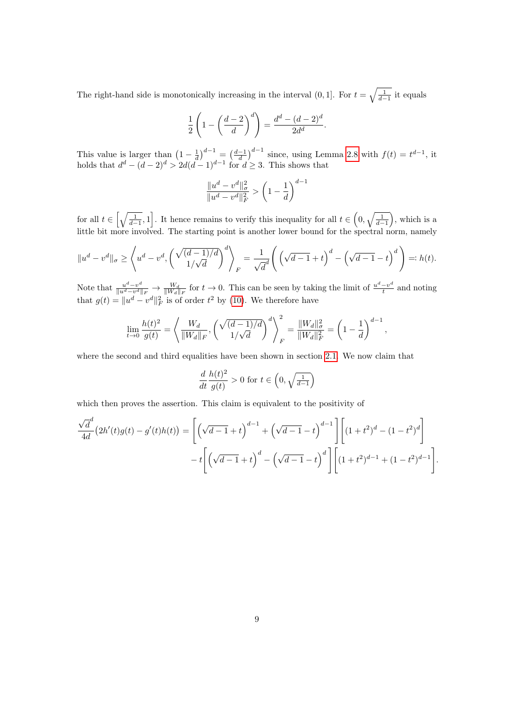The right-hand side is monotonically increasing in the interval $(0, 1]$. For $t = \sqrt{\frac{1}{d-1}}$ it equals

$$\frac{1}{2}\left(1 - \left(\frac{d-2}{d}\right)^d\right) = \frac{d^d - (d-2)^d}{2d^d}.$$

This value is larger than $\left(1 - \frac{1}{d}\right)^{d-1} = \left(\frac{d-1}{d}\right)^{d-1}$ since, using Lemma 2.8 with $f(t) = t^{d-1}$, it holds that $d^d - (d-2)^d > 2d(d-1)^{d-1}$ for $d \geq 3$. This shows that

$$\frac{\|u^d - v^d\|_\sigma^2}{\|u^d - v^d\|_F^2} > \left(1 - \frac{1}{d}\right)^{d-1}$$

for all $t \in \left[\sqrt{\frac{1}{d-1}}, 1\right]$. It hence remains to verify this inequality for all $t \in \left(0, \sqrt{\frac{1}{d-1}}\right)$, which is a little bit more involved. The starting point is another lower bound for the spectral norm, namely

$$\|u^d - v^d\|_\sigma \geq \left\langle u^d - v^d, \begin{pmatrix} \sqrt{(d-1)/d} \\ 1/\sqrt{d} \end{pmatrix}^d \right\rangle_F = \frac{1}{\sqrt{d}^d}\left(\left(\sqrt{d-1} + t\right)^d - \left(\sqrt{d-1} - t\right)^d\right) =: h(t).$$

Note that $\frac{u^d - v^d}{\|u^d - v^d\|_F} \to \frac{W_d}{\|W_d\|_F}$ for $t \to 0$. This can be seen by taking the limit of $\frac{u^d - v^d}{t}$ and noting that $g(t) = \|u^d - v^d\|_F^2$ is of order $t^2$ by (10). We therefore have

$$\lim_{t \to 0} \frac{h(t)^2}{g(t)} = \left\langle \frac{W_d}{\|W_d\|_F}, \begin{pmatrix} \sqrt{(d-1)/d} \\ 1/\sqrt{d} \end{pmatrix}^d \right\rangle_F^2 = \frac{\|W_d\|_\sigma^2}{\|W_d\|_F^2} = \left(1 - \frac{1}{d}\right)^{d-1},$$

where the second and third equalities have been shown in section 2.1. We now claim that

$$\frac{d}{dt}\frac{h(t)^2}{g(t)} > 0 \text{ for } t \in \left(0, \sqrt{\tfrac{1}{d-1}}\right)$$

which then proves the assertion. This claim is equivalent to the positivity of

$$\begin{aligned}\frac{\sqrt{d}^d}{4d}\big(2h'(t)g(t) - g'(t)h(t)\big) = &\left[\left(\sqrt{d-1} + t\right)^{d-1} + \left(\sqrt{d-1} - t\right)^{d-1}\right]\left[(1+t^2)^d - (1-t^2)^d\right] \\ &- t\left[\left(\sqrt{d-1} + t\right)^d - \left(\sqrt{d-1} - t\right)^d\right]\left[(1+t^2)^{d-1} + (1-t^2)^{d-1}\right].\end{aligned}$$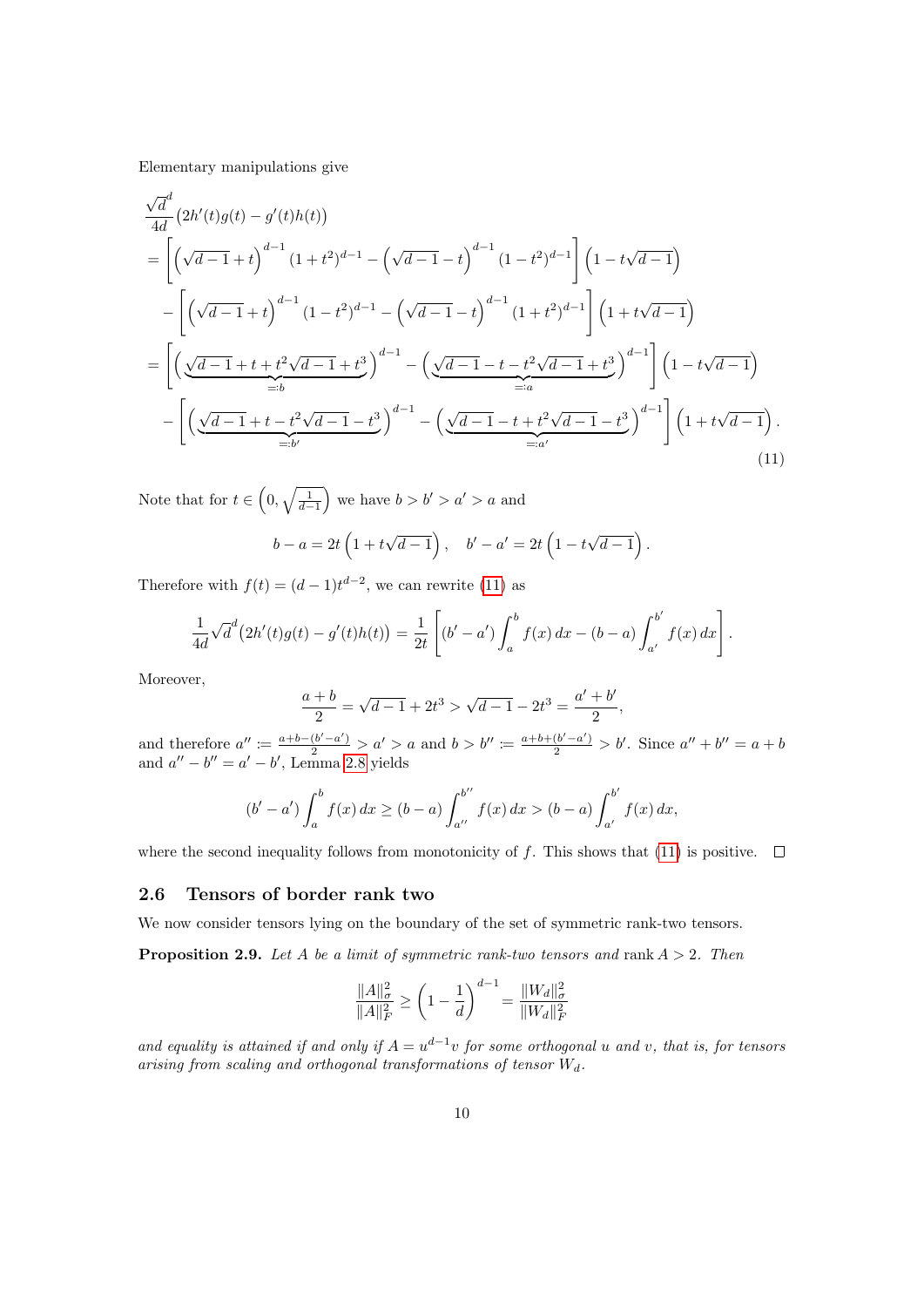Elementary manipulations give

$$
\begin{aligned}
&\frac{\sqrt{d}^d}{4d}\left(2h'(t)g(t) - g'(t)h(t)\right) \\
&= \left[\left(\sqrt{d-1}+t\right)^{d-1}(1+t^2)^{d-1} - \left(\sqrt{d-1}-t\right)^{d-1}(1-t^2)^{d-1}\right]\left(1-t\sqrt{d-1}\right) \\
&\quad - \left[\left(\sqrt{d-1}+t\right)^{d-1}(1-t^2)^{d-1} - \left(\sqrt{d-1}-t\right)^{d-1}(1+t^2)^{d-1}\right]\left(1+t\sqrt{d-1}\right) \\
&= \left[\Big(\underbrace{\sqrt{d-1}+t+t^2\sqrt{d-1}+t^3}_{=:b}\Big)^{d-1} - \Big(\underbrace{\sqrt{d-1}-t-t^2\sqrt{d-1}+t^3}_{=:a}\Big)^{d-1}\right]\left(1-t\sqrt{d-1}\right) \\
&\quad - \left[\Big(\underbrace{\sqrt{d-1}+t-t^2\sqrt{d-1}-t^3}_{=:b'}\Big)^{d-1} - \Big(\underbrace{\sqrt{d-1}-t+t^2\sqrt{d-1}-t^3}_{=:a'}\Big)^{d-1}\right]\left(1+t\sqrt{d-1}\right).
\end{aligned} \tag{11}
$$

Note that for $t \in \left(0, \sqrt{\frac{1}{d-1}}\right)$ we have $b > b' > a' > a$ and

$$
b - a = 2t\left(1 + t\sqrt{d-1}\right), \quad b' - a' = 2t\left(1 - t\sqrt{d-1}\right).
$$

Therefore with $f(t) = (d-1)t^{d-2}$, we can rewrite (11) as

$$
\frac{1}{4d}\sqrt{d}^d\big(2h'(t)g(t) - g'(t)h(t)\big) = \frac{1}{2t}\left[(b'-a')\int_a^b f(x)\,dx - (b-a)\int_{a'}^{b'} f(x)\,dx\right].
$$

Moreover,

$$
\frac{a+b}{2} = \sqrt{d-1} + 2t^3 > \sqrt{d-1} - 2t^3 = \frac{a'+b'}{2},
$$

and therefore $a'' := \frac{a+b-(b'-a')}{2} > a' > a$ and $b > b'' := \frac{a+b+(b'-a')}{2} > b'$. Since $a'' + b'' = a + b$ and $a'' - b'' = a' - b'$, Lemma 2.8 yields

$$
(b'-a')\int_a^b f(x)\,dx \geq (b-a)\int_{a''}^{b''} f(x)\,dx > (b-a)\int_{a'}^{b'} f(x)\,dx,
$$

where the second inequality follows from monotonicity of $f$. This shows that (11) is positive. $\square$

### 2.6 Tensors of border rank two

We now consider tensors lying on the boundary of the set of symmetric rank-two tensors.

**Proposition 2.9.** *Let $A$ be a limit of symmetric rank-two tensors and* $\operatorname{rank} A > 2$*. Then*

$$
\frac{\|A\|_\sigma^2}{\|A\|_F^2} \geq \left(1 - \frac{1}{d}\right)^{d-1} = \frac{\|W_d\|_\sigma^2}{\|W_d\|_F^2}
$$

*and equality is attained if and only if $A = u^{d-1}v$ for some orthogonal $u$ and $v$, that is, for tensors arising from scaling and orthogonal transformations of tensor $W_d$.*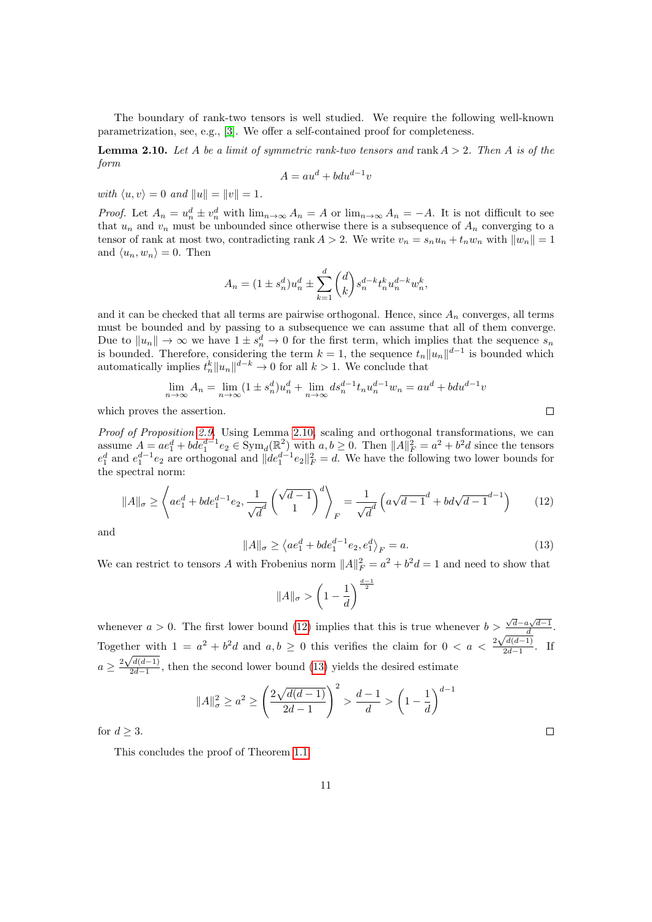The boundary of rank-two tensors is well studied. We require the following well-known parametrization, see, e.g., [3]. We offer a self-contained proof for completeness.

**Lemma 2.10.** *Let $A$ be a limit of symmetric rank-two tensors and* $\operatorname{rank} A > 2$*. Then $A$ is of the form*

$$A = au^d + bdu^{d-1}v$$

*with $\langle u, v\rangle = 0$ and $\|u\| = \|v\| = 1$.*

*Proof.* Let $A_n = u_n^d \pm v_n^d$ with $\lim_{n\to\infty} A_n = A$ or $\lim_{n\to\infty} A_n = -A$. It is not difficult to see that $u_n$ and $v_n$ must be unbounded since otherwise there is a subsequence of $A_n$ converging to a tensor of rank at most two, contradicting $\operatorname{rank} A > 2$. We write $v_n = s_n u_n + t_n w_n$ with $\|w_n\| = 1$ and $\langle u_n, w_n\rangle = 0$. Then

$$A_n = (1 \pm s_n^d)u_n^d \pm \sum_{k=1}^{d} \binom{d}{k} s_n^{d-k} t_n^k u_n^{d-k} w_n^k,$$

and it can be checked that all terms are pairwise orthogonal. Hence, since $A_n$ converges, all terms must be bounded and by passing to a subsequence we can assume that all of them converge. Due to $\|u_n\| \to \infty$ we have $1 \pm s_n^d \to 0$ for the first term, which implies that the sequence $s_n$ is bounded. Therefore, considering the term $k = 1$, the sequence $t_n\|u_n\|^{d-1}$ is bounded which automatically implies $t_n^k\|u_n\|^{d-k} \to 0$ for all $k > 1$. We conclude that

$$\lim_{n\to\infty} A_n = \lim_{n\to\infty}(1 \pm s_n^d)u_n^d + \lim_{n\to\infty} ds_n^{d-1}t_n u_n^{d-1}w_n = au^d + bdu^{d-1}v$$

which proves the assertion. $\square$

*Proof of Proposition 2.9.* Using Lemma 2.10, scaling and orthogonal transformations, we can assume $A = ae_1^d + bde_1^{d-1}e_2 \in \operatorname{Sym}_d(\mathbb{R}^2)$ with $a, b \geq 0$. Then $\|A\|_F^2 = a^2 + b^2 d$ since the tensors $e_1^d$ and $e_1^{d-1}e_2$ are orthogonal and $\|de_1^{d-1}e_2\|_F^2 = d$. We have the following two lower bounds for the spectral norm:

$$\|A\|_\sigma \geq \left\langle ae_1^d + bde_1^{d-1}e_2, \frac{1}{\sqrt{d}^d}\begin{pmatrix}\sqrt{d-1}\\ 1\end{pmatrix}^d\right\rangle_F = \frac{1}{\sqrt{d}^d}\left(a\sqrt{d-1}^d + bd\sqrt{d-1}^{d-1}\right) \tag{12}$$

and

$$\|A\|_\sigma \geq \left\langle ae_1^d + bde_1^{d-1}e_2, e_1^d\right\rangle_F = a. \tag{13}$$

We can restrict to tensors $A$ with Frobenius norm $\|A\|_F^2 = a^2 + b^2 d = 1$ and need to show that

$$\|A\|_\sigma > \left(1 - \frac{1}{d}\right)^{\frac{d-1}{2}}$$

whenever $a > 0$. The first lower bound (12) implies that this is true whenever $b > \frac{\sqrt{d} - a\sqrt{d-1}}{d}$. Together with $1 = a^2 + b^2 d$ and $a, b \geq 0$ this verifies the claim for $0 < a < \frac{2\sqrt{d(d-1)}}{2d-1}$. If $a \geq \frac{2\sqrt{d(d-1)}}{2d-1}$, then the second lower bound (13) yields the desired estimate

$$\|A\|_\sigma^2 \geq a^2 \geq \left(\frac{2\sqrt{d(d-1)}}{2d-1}\right)^2 > \frac{d-1}{d} > \left(1 - \frac{1}{d}\right)^{d-1}$$

for $d \geq 3$. $\square$

This concludes the proof of Theorem 1.1.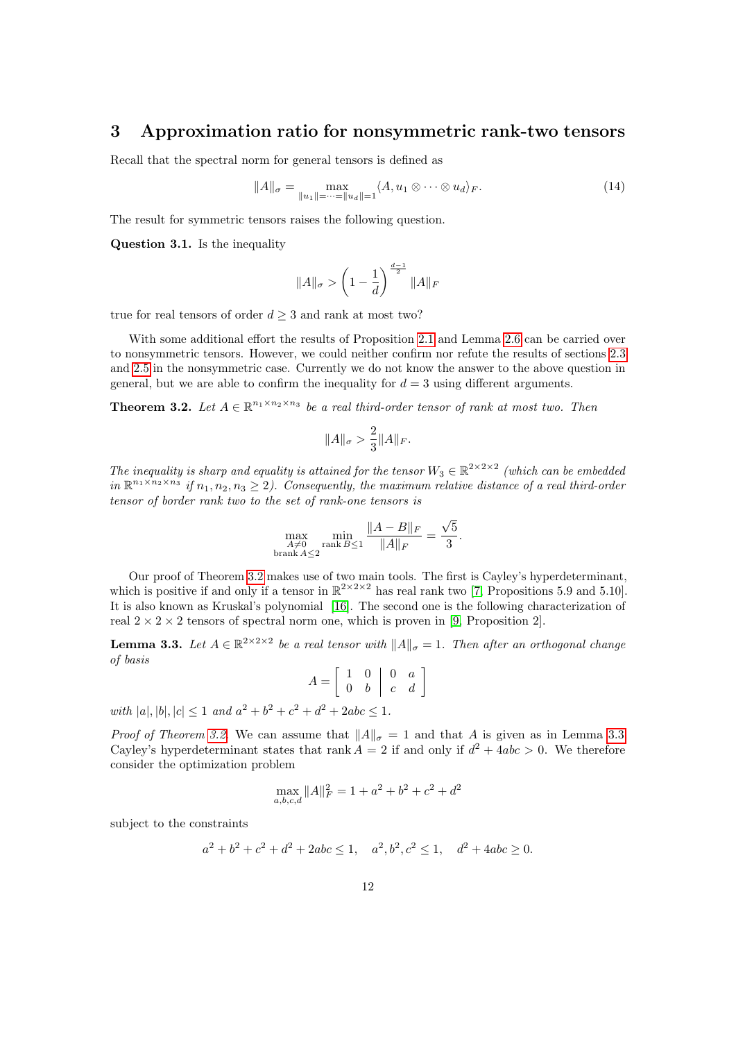# 3 Approximation ratio for nonsymmetric rank-two tensors

Recall that the spectral norm for general tensors is defined as

$$\|A\|_\sigma = \max_{\|u_1\|=\cdots=\|u_d\|=1} \langle A, u_1 \otimes \cdots \otimes u_d \rangle_F. \tag{14}$$

The result for symmetric tensors raises the following question.

**Question 3.1.** Is the inequality

$$\|A\|_\sigma > \left(1 - \frac{1}{d}\right)^{\frac{d-1}{2}} \|A\|_F$$

true for real tensors of order $d \geq 3$ and rank at most two?

With some additional effort the results of Proposition 2.1 and Lemma 2.6 can be carried over to nonsymmetric tensors. However, we could neither confirm nor refute the results of sections 2.3 and 2.5 in the nonsymmetric case. Currently we do not know the answer to the above question in general, but we are able to confirm the inequality for $d = 3$ using different arguments.

**Theorem 3.2.** *Let $A \in \mathbb{R}^{n_1 \times n_2 \times n_3}$ be a real third-order tensor of rank at most two. Then*

$$\|A\|_\sigma > \frac{2}{3}\|A\|_F.$$

*The inequality is sharp and equality is attained for the tensor $W_3 \in \mathbb{R}^{2\times2\times2}$ (which can be embedded in $\mathbb{R}^{n_1 \times n_2 \times n_3}$ if $n_1, n_2, n_3 \geq 2$). Consequently, the maximum relative distance of a real third-order tensor of border rank two to the set of rank-one tensors is*

$$\max_{\substack{A \neq 0 \\ \operatorname{brank} A \leq 2}} \min_{\operatorname{rank} B \leq 1} \frac{\|A - B\|_F}{\|A\|_F} = \frac{\sqrt{5}}{3}.$$

Our proof of Theorem 3.2 makes use of two main tools. The first is Cayley's hyperdeterminant, which is positive if and only if a tensor in $\mathbb{R}^{2\times2\times2}$ has real rank two [7, Propositions 5.9 and 5.10]. It is also known as Kruskal's polynomial [16]. The second one is the following characterization of real $2 \times 2 \times 2$ tensors of spectral norm one, which is proven in [9, Proposition 2].

**Lemma 3.3.** *Let $A \in \mathbb{R}^{2\times2\times2}$ be a real tensor with $\|A\|_\sigma = 1$. Then after an orthogonal change of basis*

$$A = \left[\begin{array}{cc|cc} 1 & 0 & 0 & a \\ 0 & b & c & d \end{array}\right]$$

*with $|a|, |b|, |c| \leq 1$ and $a^2 + b^2 + c^2 + d^2 + 2abc \leq 1$.*

*Proof of Theorem 3.2.* We can assume that $\|A\|_\sigma = 1$ and that $A$ is given as in Lemma 3.3. Cayley's hyperdeterminant states that $\operatorname{rank} A = 2$ if and only if $d^2 + 4abc > 0$. We therefore consider the optimization problem

$$\max_{a,b,c,d} \|A\|_F^2 = 1 + a^2 + b^2 + c^2 + d^2$$

subject to the constraints

$$a^2 + b^2 + c^2 + d^2 + 2abc \leq 1, \quad a^2, b^2, c^2 \leq 1, \quad d^2 + 4abc \geq 0.$$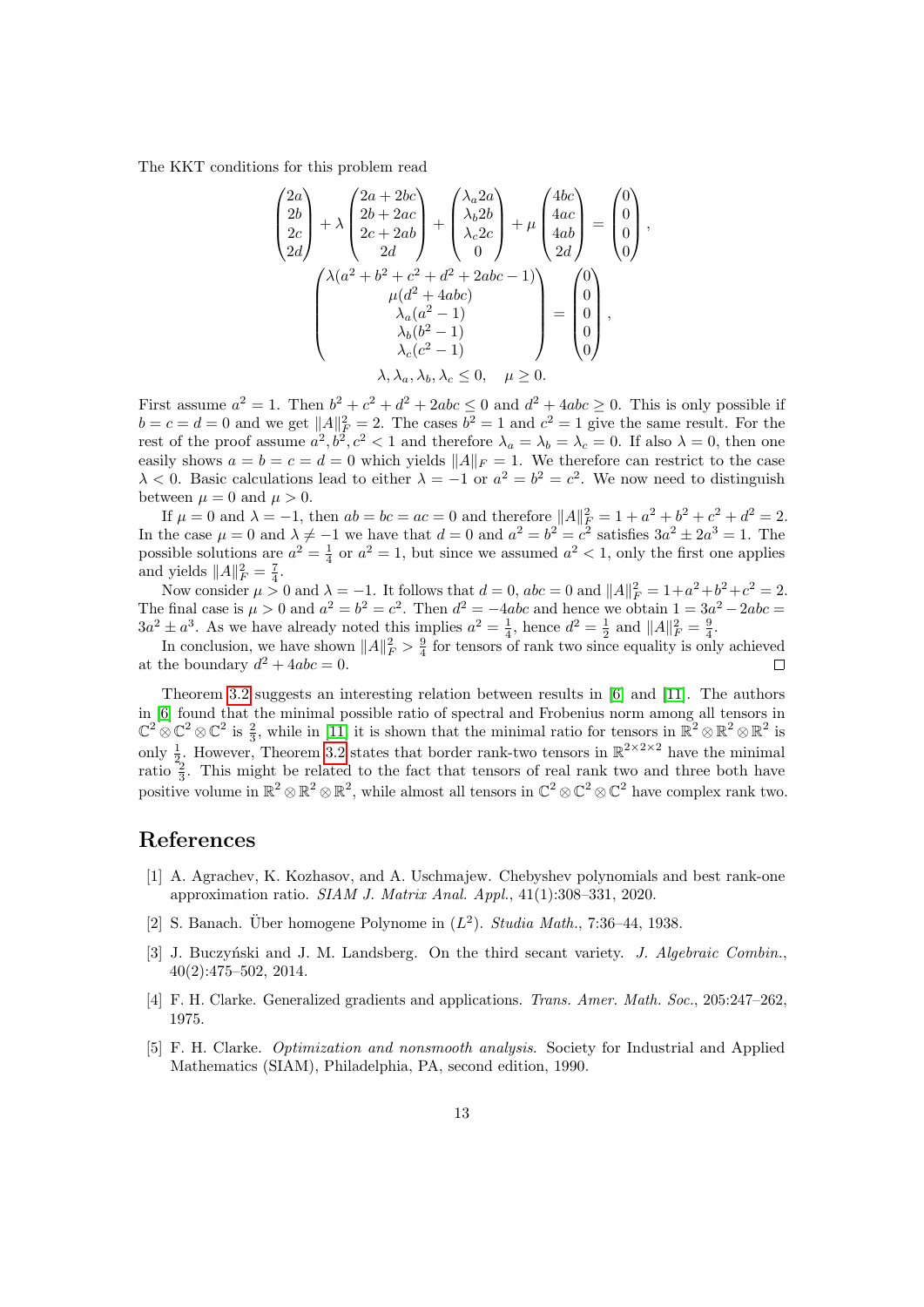The KKT conditions for this problem read

$$
\begin{pmatrix} 2a \\ 2b \\ 2c \\ 2d \end{pmatrix} + \lambda \begin{pmatrix} 2a + 2bc \\ 2b + 2ac \\ 2c + 2ab \\ 2d \end{pmatrix} + \begin{pmatrix} \lambda_a 2a \\ \lambda_b 2b \\ \lambda_c 2c \\ 0 \end{pmatrix} + \mu \begin{pmatrix} 4bc \\ 4ac \\ 4ab \\ 2d \end{pmatrix} = \begin{pmatrix} 0 \\ 0 \\ 0 \\ 0 \end{pmatrix},
$$

$$
\begin{pmatrix} \lambda(a^2 + b^2 + c^2 + d^2 + 2abc - 1) \\ \mu(d^2 + 4abc) \\ \lambda_a(a^2 - 1) \\ \lambda_b(b^2 - 1) \\ \lambda_c(c^2 - 1) \end{pmatrix} = \begin{pmatrix} 0 \\ 0 \\ 0 \\ 0 \\ 0 \end{pmatrix},
$$

$$
\lambda, \lambda_a, \lambda_b, \lambda_c \leq 0, \quad \mu \geq 0.
$$

First assume $a^2 = 1$. Then $b^2 + c^2 + d^2 + 2abc \leq 0$ and $d^2 + 4abc \geq 0$. This is only possible if $b = c = d = 0$ and we get $\|A\|_F^2 = 2$. The cases $b^2 = 1$ and $c^2 = 1$ give the same result. For the rest of the proof assume $a^2, b^2, c^2 < 1$ and therefore $\lambda_a = \lambda_b = \lambda_c = 0$. If also $\lambda = 0$, then one easily shows $a = b = c = d = 0$ which yields $\|A\|_F = 1$. We therefore can restrict to the case $\lambda < 0$. Basic calculations lead to either $\lambda = -1$ or $a^2 = b^2 = c^2$. We now need to distinguish between $\mu = 0$ and $\mu > 0$.

If $\mu = 0$ and $\lambda = -1$, then $ab = bc = ac = 0$ and therefore $\|A\|_F^2 = 1 + a^2 + b^2 + c^2 + d^2 = 2$. In the case $\mu = 0$ and $\lambda \neq -1$ we have that $d = 0$ and $a^2 = b^2 = c^2$ satisfies $3a^2 \pm 2a^3 = 1$. The possible solutions are $a^2 = \frac{1}{4}$ or $a^2 = 1$, but since we assumed $a^2 < 1$, only the first one applies and yields $\|A\|_F^2 = \frac{7}{4}$.

Now consider $\mu > 0$ and $\lambda = -1$. It follows that $d = 0$, $abc = 0$ and $\|A\|_F^2 = 1 + a^2 + b^2 + c^2 = 2$. The final case is $\mu > 0$ and $a^2 = b^2 = c^2$. Then $d^2 = -4abc$ and hence we obtain $1 = 3a^2 - 2abc = 3a^2 \pm a^3$. As we have already noted this implies $a^2 = \frac{1}{4}$, hence $d^2 = \frac{1}{2}$ and $\|A\|_F^2 = \frac{9}{4}$.

In conclusion, we have shown $\|A\|_F^2 > \frac{9}{4}$ for tensors of rank two since equality is only achieved at the boundary $d^2 + 4abc = 0$. $\square$

Theorem 3.2 suggests an interesting relation between results in [6] and [11]. The authors in [6] found that the minimal possible ratio of spectral and Frobenius norm among all tensors in $\mathbb{C}^2 \otimes \mathbb{C}^2 \otimes \mathbb{C}^2$ is $\frac{2}{3}$, while in [11] it is shown that the minimal ratio for tensors in $\mathbb{R}^2 \otimes \mathbb{R}^2 \otimes \mathbb{R}^2$ is only $\frac{1}{2}$. However, Theorem 3.2 states that border rank-two tensors in $\mathbb{R}^{2 \times 2 \times 2}$ have the minimal ratio $\frac{2}{3}$. This might be related to the fact that tensors of real rank two and three both have positive volume in $\mathbb{R}^2 \otimes \mathbb{R}^2 \otimes \mathbb{R}^2$, while almost all tensors in $\mathbb{C}^2 \otimes \mathbb{C}^2 \otimes \mathbb{C}^2$ have complex rank two.

# References

[1] A. Agrachev, K. Kozhasov, and A. Uschmajew. Chebyshev polynomials and best rank-one approximation ratio. *SIAM J. Matrix Anal. Appl.*, 41(1):308–331, 2020.

[2] S. Banach. Über homogene Polynome in $(L^2)$. *Studia Math.*, 7:36–44, 1938.

[3] J. Buczyński and J. M. Landsberg. On the third secant variety. *J. Algebraic Combin.*, 40(2):475–502, 2014.

[4] F. H. Clarke. Generalized gradients and applications. *Trans. Amer. Math. Soc.*, 205:247–262, 1975.

[5] F. H. Clarke. *Optimization and nonsmooth analysis*. Society for Industrial and Applied Mathematics (SIAM), Philadelphia, PA, second edition, 1990.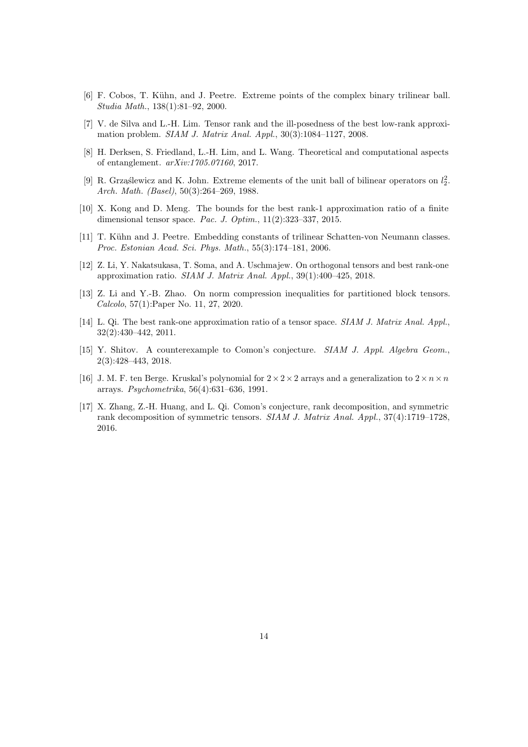[6] F. Cobos, T. Kühn, and J. Peetre. Extreme points of the complex binary trilinear ball. *Studia Math.*, 138(1):81–92, 2000.

[7] V. de Silva and L.-H. Lim. Tensor rank and the ill-posedness of the best low-rank approximation problem. *SIAM J. Matrix Anal. Appl.*, 30(3):1084–1127, 2008.

[8] H. Derksen, S. Friedland, L.-H. Lim, and L. Wang. Theoretical and computational aspects of entanglement. *arXiv:1705.07160*, 2017.

[9] R. Grząślewicz and K. John. Extreme elements of the unit ball of bilinear operators on $l_2^2$. *Arch. Math. (Basel)*, 50(3):264–269, 1988.

[10] X. Kong and D. Meng. The bounds for the best rank-1 approximation ratio of a finite dimensional tensor space. *Pac. J. Optim.*, 11(2):323–337, 2015.

[11] T. Kühn and J. Peetre. Embedding constants of trilinear Schatten-von Neumann classes. *Proc. Estonian Acad. Sci. Phys. Math.*, 55(3):174–181, 2006.

[12] Z. Li, Y. Nakatsukasa, T. Soma, and A. Uschmajew. On orthogonal tensors and best rank-one approximation ratio. *SIAM J. Matrix Anal. Appl.*, 39(1):400–425, 2018.

[13] Z. Li and Y.-B. Zhao. On norm compression inequalities for partitioned block tensors. *Calcolo*, 57(1):Paper No. 11, 27, 2020.

[14] L. Qi. The best rank-one approximation ratio of a tensor space. *SIAM J. Matrix Anal. Appl.*, 32(2):430–442, 2011.

[15] Y. Shitov. A counterexample to Comon's conjecture. *SIAM J. Appl. Algebra Geom.*, 2(3):428–443, 2018.

[16] J. M. F. ten Berge. Kruskal's polynomial for $2 \times 2 \times 2$ arrays and a generalization to $2 \times n \times n$ arrays. *Psychometrika*, 56(4):631–636, 1991.

[17] X. Zhang, Z.-H. Huang, and L. Qi. Comon's conjecture, rank decomposition, and symmetric rank decomposition of symmetric tensors. *SIAM J. Matrix Anal. Appl.*, 37(4):1719–1728, 2016.